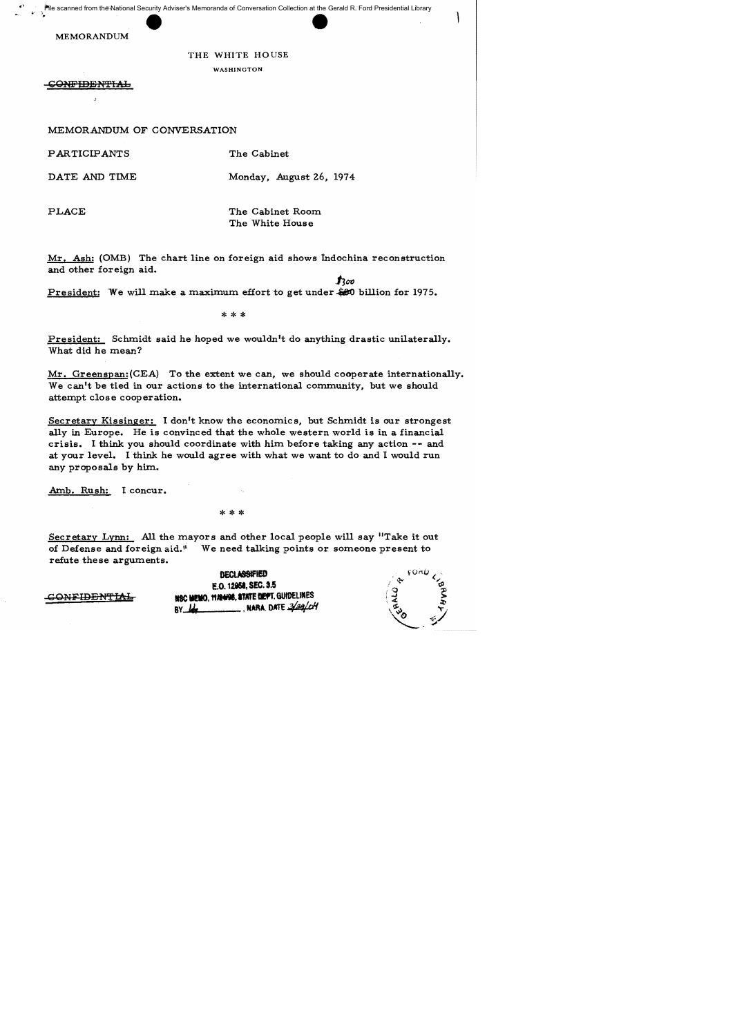MEMORANDUM

THE WHITE HOUSE

WASHINGTON

~~CONFIDENTIAL~~

MEMORANDUM OF CONVERSATION

PARTICIPANTS The Cabinet

DATE AND TIME Monday, August 26, 1974

PLACE The Cabinet Room
The White House

Mr. Ash: (OMB) The chart line on foreign aid shows Indochina reconstruction and other foreign aid.

President: We will make a maximum effort to get under ~~$00~~ $300 billion for 1975.

\* \* \*

President: Schmidt said he hoped we wouldn't do anything drastic unilaterally. What did he mean?

Mr. Greenspan: (CEA) To the extent we can, we should cooperate internationally. We can't be tied in our actions to the international community, but we should attempt close cooperation.

Secretary Kissinger: I don't know the economics, but Schmidt is our strongest ally in Europe. He is convinced that the whole western world is in a financial crisis. I think you should coordinate with him before taking any action -- and at your level. I think he would agree with what we want to do and I would run any proposals by him.

Amb. Rush: I concur.

\* \* \*

Secretary Lynn: All the mayors and other local people will say "Take it out of Defense and foreign aid." We need talking points or someone present to refute these arguments.

~~CONFIDENTIAL~~

DECLASSIFIED
E.O. 12958, SEC. 3.5
NSC MEMO, 11/24/98, STATE DEPT. GUIDELINES
BY [illegible], NARA, DATE 3/29/04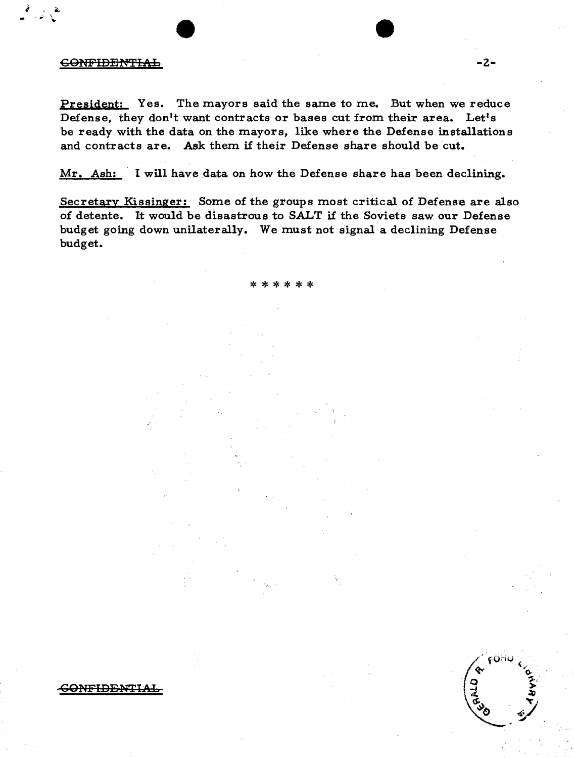~~CONFIDENTIAL~~

President: Yes. The mayors said the same to me. But when we reduce Defense, they don't want contracts or bases cut from their area. Let's be ready with the data on the mayors, like where the Defense installations and contracts are. Ask them if their Defense share should be cut.

Mr. Ash: I will have data on how the Defense share has been declining.

Secretary Kissinger: Some of the groups most critical of Defense are also of detente. It would be disastrous to SALT if the Soviets saw our Defense budget going down unilaterally. We must not signal a declining Defense budget.

* * * * * *

~~CONFIDENTIAL~~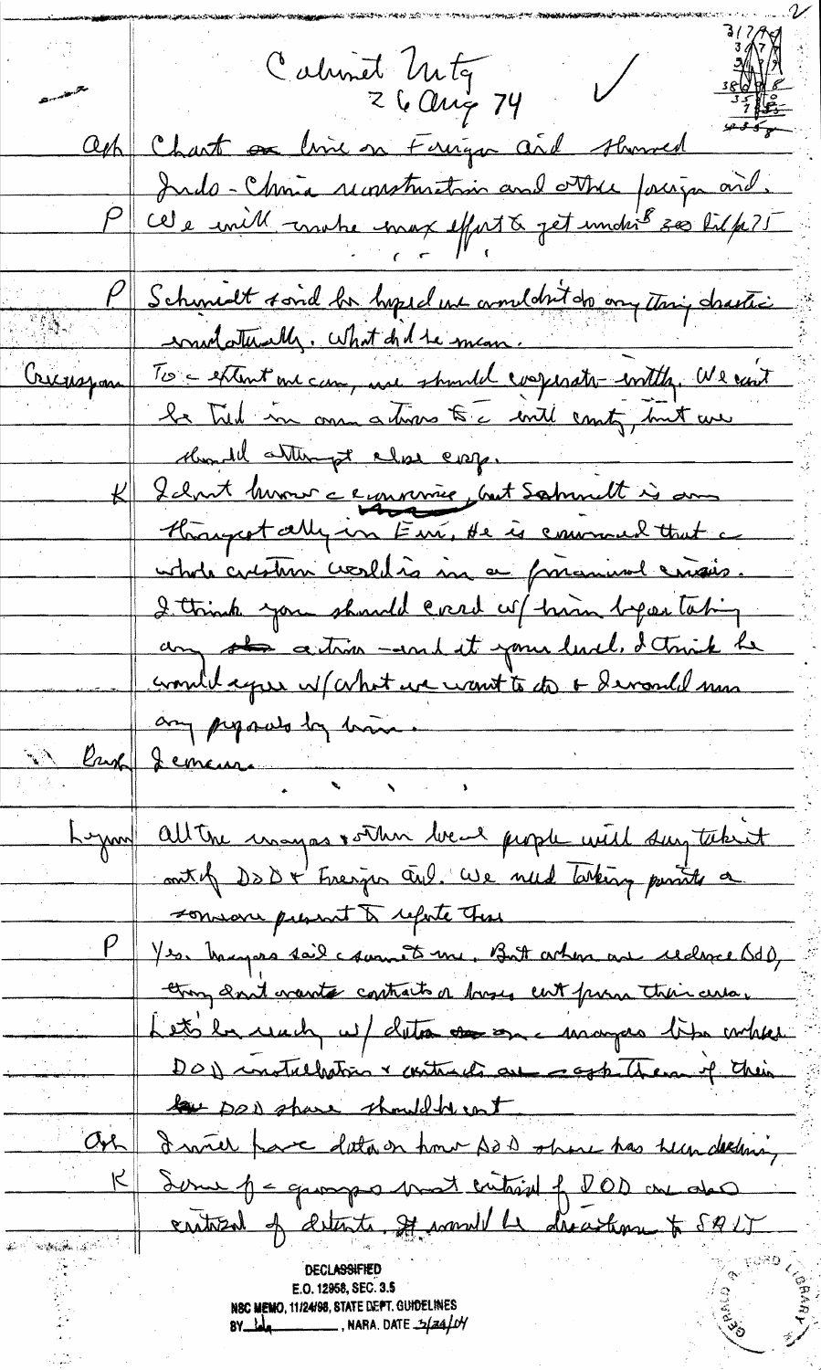Cabinet Mtg
26 Aug 74

Ash: Chart on line on Foreign aid showed Indo-China reconstruction and other foreign aid.

P: We will make max effort & get under 300 bil FY 75

P: Schmidt said he hoped we wouldn't do anything drastic unilaterally. What did he mean.

Greenspan: To the extent we can, we should cooperate intlly. We can't be tied in our actions to the intl cmty, but we should attempt close coop.

K: I don't know the economics, but Schmidt is our strongest ally in Eur. He is convinced that the whole western world is in a financial crisis. I think you should coord w/ him before taking any action — and at your level. I think he would agree w/ what we want to do & I would run any proposals by him.

Rush: I concur.

Lynn: All the mayors & other local people will say take it out of DOD & Foreign aid. We need talking points & someone present to refute this.

P: Yes. Mayors said the same to me. But when we reduce DOD, they don't want the contracts or bases cut from their area. Let's be ready w/ data on the mayors like where DOD installations & contracts are — ask them if their DOD share should be cut.

Ash: I will have data on how DOD share has been declining.

K: Some of the groups most critical of DOD are also critical of detente. It would be disastrous to SALT

DECLASSIFIED
E.O. 12958, SEC. 3.5
NSC MEMO, 11/24/98, STATE DEPT. GUIDELINES
BY ___, NARA, DATE 3/24/04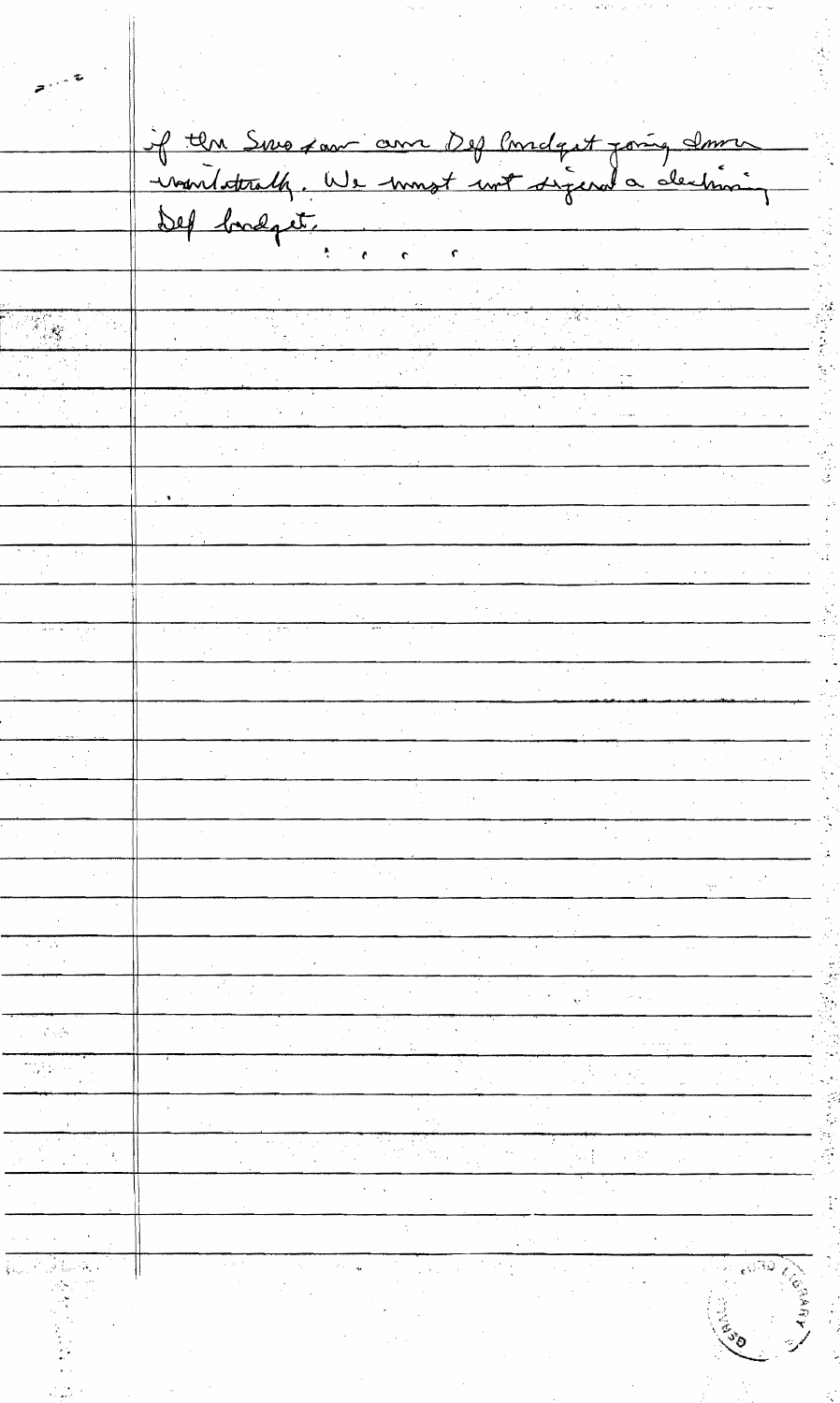if the Soviets saw our Def budget going down unilaterally. We must not signal a declining Def budget.